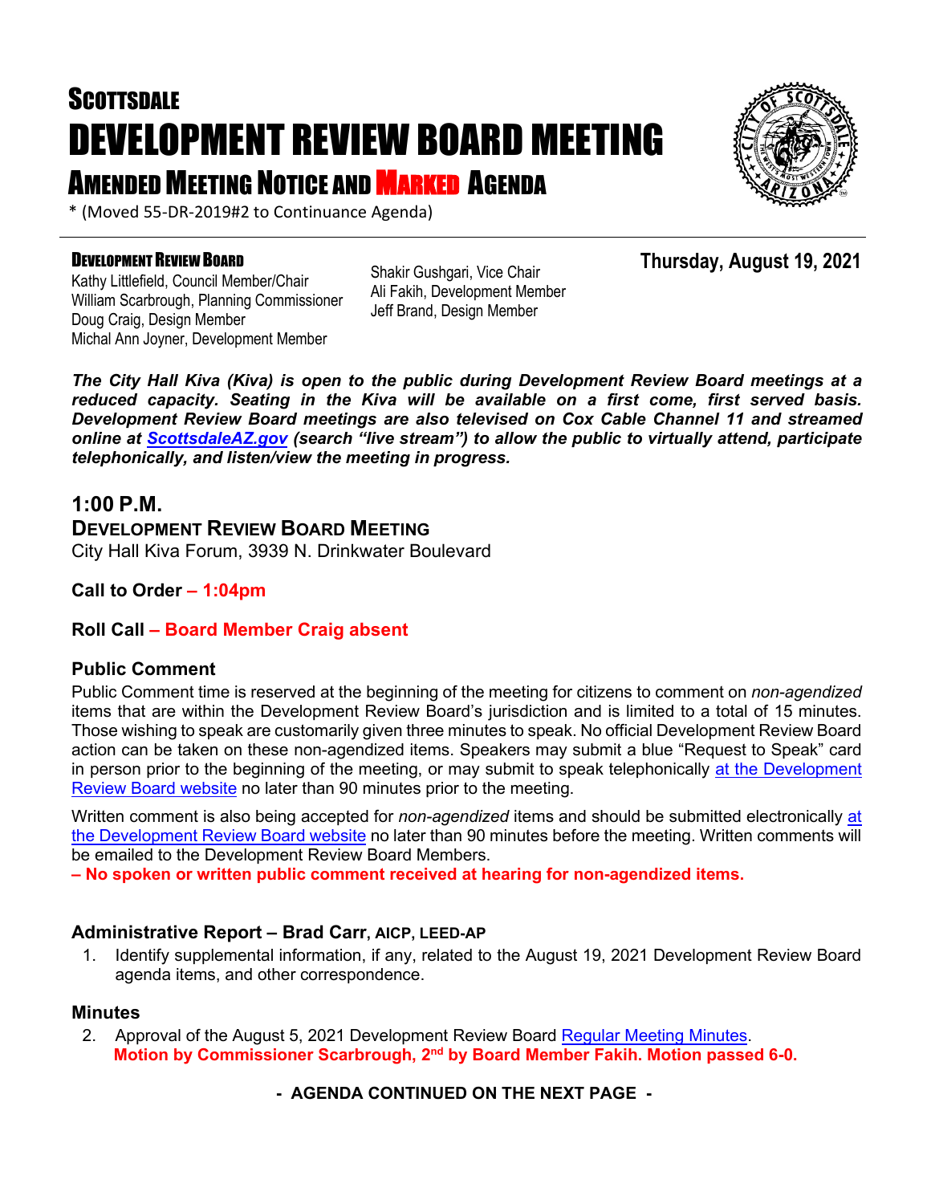# SCOTTSDALE
# DEVELOPMENT REVIEW BOARD MEETING
## AMENDED MEETING NOTICE AND MARKED AGENDA

* (Moved 55-DR-2019#2 to Continuance Agenda)

**DEVELOPMENT REVIEW BOARD**

Kathy Littlefield, Council Member/Chair
William Scarbrough, Planning Commissioner
Doug Craig, Design Member
Michal Ann Joyner, Development Member
Shakir Gushgari, Vice Chair
Ali Fakih, Development Member
Jeff Brand, Design Member

**Thursday, August 19, 2021**

***The City Hall Kiva (Kiva) is open to the public during Development Review Board meetings at a reduced capacity. Seating in the Kiva will be available on a first come, first served basis. Development Review Board meetings are also televised on Cox Cable Channel 11 and streamed online at ScottsdaleAZ.gov (search "live stream") to allow the public to virtually attend, participate telephonically, and listen/view the meeting in progress.***

## 1:00 P.M.

### DEVELOPMENT REVIEW BOARD MEETING

City Hall Kiva Forum, 3939 N. Drinkwater Boulevard

**Call to Order – 1:04pm**

**Roll Call – Board Member Craig absent**

### Public Comment

Public Comment time is reserved at the beginning of the meeting for citizens to comment on *non-agendized* items that are within the Development Review Board's jurisdiction and is limited to a total of 15 minutes. Those wishing to speak are customarily given three minutes to speak. No official Development Review Board action can be taken on these non-agendized items. Speakers may submit a blue "Request to Speak" card in person prior to the beginning of the meeting, or may submit to speak telephonically at the Development Review Board website no later than 90 minutes prior to the meeting.

Written comment is also being accepted for *non-agendized* items and should be submitted electronically at the Development Review Board website no later than 90 minutes before the meeting. Written comments will be emailed to the Development Review Board Members.

**– No spoken or written public comment received at hearing for non-agendized items.**

### Administrative Report – Brad Carr, AICP, LEED-AP

1. Identify supplemental information, if any, related to the August 19, 2021 Development Review Board agenda items, and other correspondence.

### Minutes

2. Approval of the August 5, 2021 Development Review Board Regular Meeting Minutes.
   **Motion by Commissioner Scarbrough, 2nd by Board Member Fakih. Motion passed 6-0.**

**- AGENDA CONTINUED ON THE NEXT PAGE -**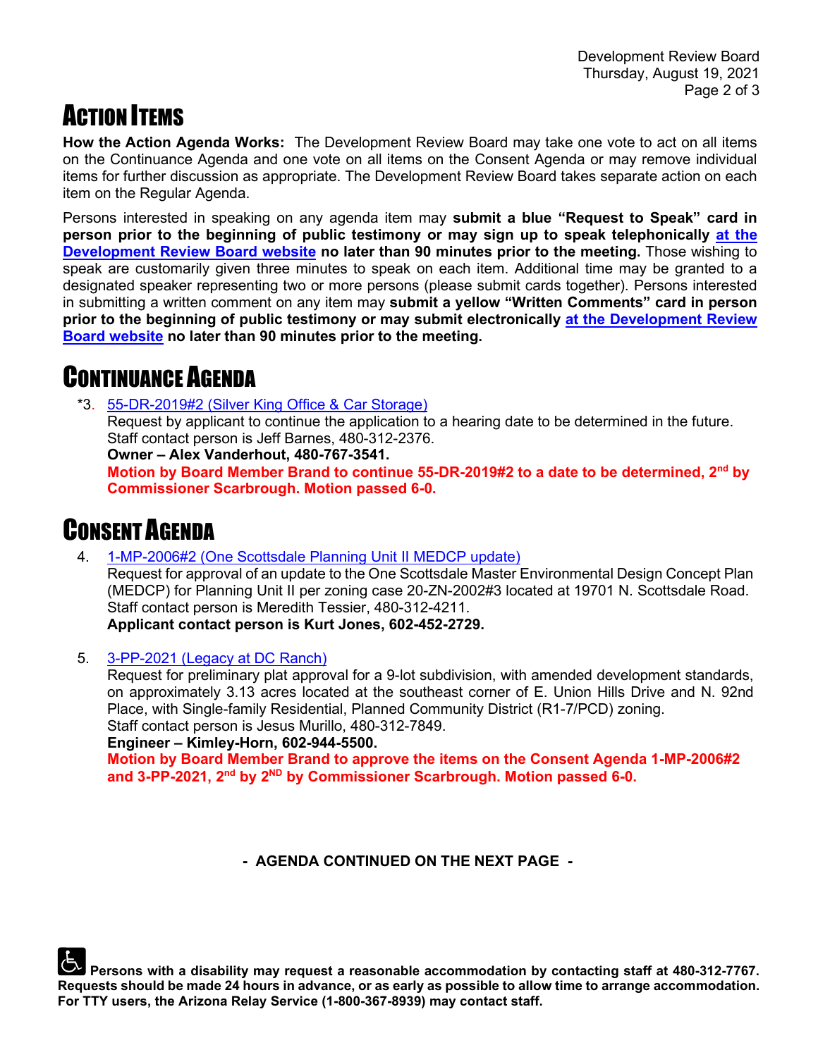# ACTION ITEMS

**How the Action Agenda Works:** The Development Review Board may take one vote to act on all items on the Continuance Agenda and one vote on all items on the Consent Agenda or may remove individual items for further discussion as appropriate. The Development Review Board takes separate action on each item on the Regular Agenda.

Persons interested in speaking on any agenda item may **submit a blue "Request to Speak" card in person prior to the beginning of public testimony or may sign up to speak telephonically at the Development Review Board website no later than 90 minutes prior to the meeting.** Those wishing to speak are customarily given three minutes to speak on each item. Additional time may be granted to a designated speaker representing two or more persons (please submit cards together). Persons interested in submitting a written comment on any item may **submit a yellow "Written Comments" card in person prior to the beginning of public testimony or may submit electronically at the Development Review Board website no later than 90 minutes prior to the meeting.**

# CONTINUANCE AGENDA

*3. 55-DR-2019#2 (Silver King Office & Car Storage)
Request by applicant to continue the application to a hearing date to be determined in the future.
Staff contact person is Jeff Barnes, 480-312-2376.
**Owner – Alex Vanderhout, 480-767-3541.**
**Motion by Board Member Brand to continue 55-DR-2019#2 to a date to be determined, 2nd by Commissioner Scarbrough. Motion passed 6-0.**

# CONSENT AGENDA

4. 1-MP-2006#2 (One Scottsdale Planning Unit II MEDCP update)
Request for approval of an update to the One Scottsdale Master Environmental Design Concept Plan (MEDCP) for Planning Unit II per zoning case 20-ZN-2002#3 located at 19701 N. Scottsdale Road.
Staff contact person is Meredith Tessier, 480-312-4211.
**Applicant contact person is Kurt Jones, 602-452-2729.**

5. 3-PP-2021 (Legacy at DC Ranch)
Request for preliminary plat approval for a 9-lot subdivision, with amended development standards, on approximately 3.13 acres located at the southeast corner of E. Union Hills Drive and N. 92nd Place, with Single-family Residential, Planned Community District (R1-7/PCD) zoning.
Staff contact person is Jesus Murillo, 480-312-7849.
**Engineer – Kimley-Horn, 602-944-5500.**
**Motion by Board Member Brand to approve the items on the Consent Agenda 1-MP-2006#2 and 3-PP-2021, 2nd by 2ND by Commissioner Scarbrough. Motion passed 6-0.**

**- AGENDA CONTINUED ON THE NEXT PAGE -**

**Persons with a disability may request a reasonable accommodation by contacting staff at 480-312-7767. Requests should be made 24 hours in advance, or as early as possible to allow time to arrange accommodation. For TTY users, the Arizona Relay Service (1-800-367-8939) may contact staff.**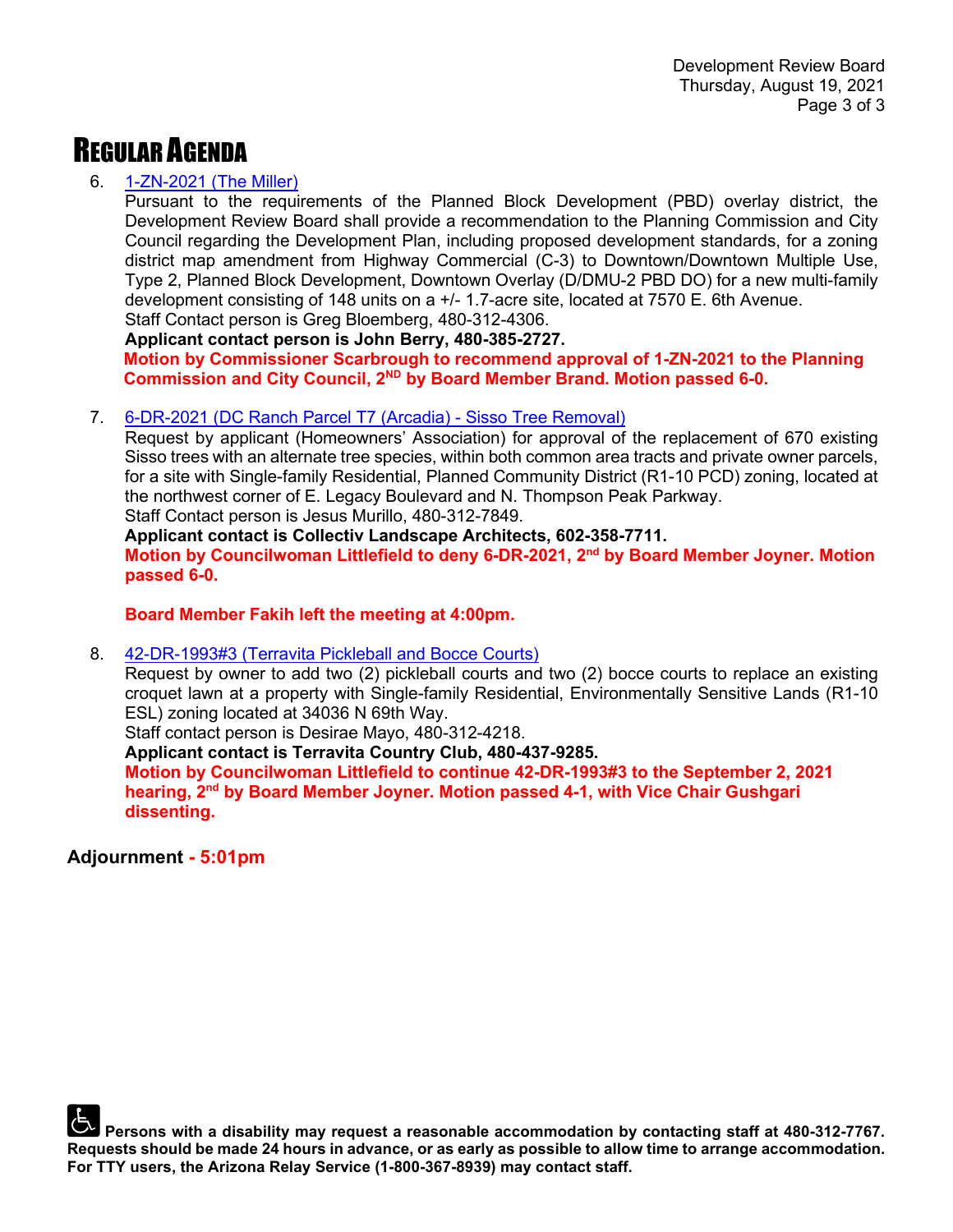# REGULAR AGENDA

6. [1-ZN-2021 (The Miller)]
   Pursuant to the requirements of the Planned Block Development (PBD) overlay district, the Development Review Board shall provide a recommendation to the Planning Commission and City Council regarding the Development Plan, including proposed development standards, for a zoning district map amendment from Highway Commercial (C-3) to Downtown/Downtown Multiple Use, Type 2, Planned Block Development, Downtown Overlay (D/DMU-2 PBD DO) for a new multi-family development consisting of 148 units on a +/- 1.7-acre site, located at 7570 E. 6th Avenue.
   Staff Contact person is Greg Bloemberg, 480-312-4306.
   **Applicant contact person is John Berry, 480-385-2727.**
   **Motion by Commissioner Scarbrough to recommend approval of 1-ZN-2021 to the Planning Commission and City Council, 2ND by Board Member Brand. Motion passed 6-0.**

7. [6-DR-2021 (DC Ranch Parcel T7 (Arcadia) - Sisso Tree Removal)]
   Request by applicant (Homeowners' Association) for approval of the replacement of 670 existing Sisso trees with an alternate tree species, within both common area tracts and private owner parcels, for a site with Single-family Residential, Planned Community District (R1-10 PCD) zoning, located at the northwest corner of E. Legacy Boulevard and N. Thompson Peak Parkway.
   Staff Contact person is Jesus Murillo, 480-312-7849.
   **Applicant contact is Collectiv Landscape Architects, 602-358-7711.**
   **Motion by Councilwoman Littlefield to deny 6-DR-2021, 2nd by Board Member Joyner. Motion passed 6-0.**

   **Board Member Fakih left the meeting at 4:00pm.**

8. [42-DR-1993#3 (Terravita Pickleball and Bocce Courts)]
   Request by owner to add two (2) pickleball courts and two (2) bocce courts to replace an existing croquet lawn at a property with Single-family Residential, Environmentally Sensitive Lands (R1-10 ESL) zoning located at 34036 N 69th Way.
   Staff contact person is Desirae Mayo, 480-312-4218.
   **Applicant contact is Terravita Country Club, 480-437-9285.**
   **Motion by Councilwoman Littlefield to continue 42-DR-1993#3 to the September 2, 2021 hearing, 2nd by Board Member Joyner. Motion passed 4-1, with Vice Chair Gushgari dissenting.**

**Adjournment - 5:01pm**

**Persons with a disability may request a reasonable accommodation by contacting staff at 480-312-7767. Requests should be made 24 hours in advance, or as early as possible to allow time to arrange accommodation. For TTY users, the Arizona Relay Service (1-800-367-8939) may contact staff.**